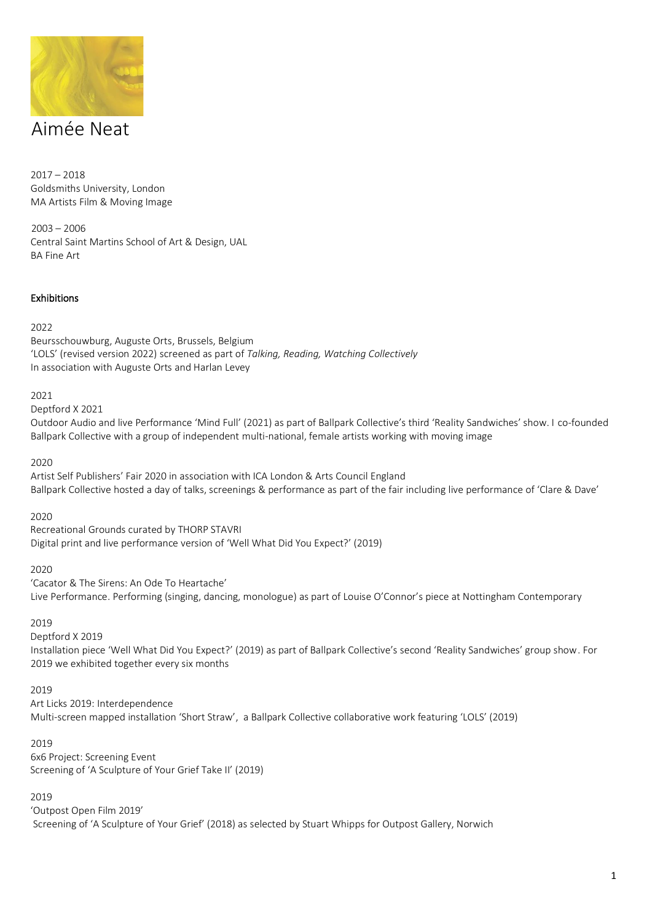# Aimée Neat

2017 – 2018
Goldsmiths University, London
MA Artists Film & Moving Image

2003 – 2006
Central Saint Martins School of Art & Design, UAL
BA Fine Art

## Exhibitions

2022
Beursschouwburg, Auguste Orts, Brussels, Belgium
'LOLS' (revised version 2022) screened as part of *Talking, Reading, Watching Collectively*
In association with Auguste Orts and Harlan Levey

2021
Deptford X 2021
Outdoor Audio and live Performance 'Mind Full' (2021) as part of Ballpark Collective's third 'Reality Sandwiches' show. I co-founded Ballpark Collective with a group of independent multi-national, female artists working with moving image

2020
Artist Self Publishers' Fair 2020 in association with ICA London & Arts Council England
Ballpark Collective hosted a day of talks, screenings & performance as part of the fair including live performance of 'Clare & Dave'

2020
Recreational Grounds curated by THORP STAVRI
Digital print and live performance version of 'Well What Did You Expect?' (2019)

2020
'Cacator & The Sirens: An Ode To Heartache'
Live Performance. Performing (singing, dancing, monologue) as part of Louise O'Connor's piece at Nottingham Contemporary

2019
Deptford X 2019
Installation piece 'Well What Did You Expect?' (2019) as part of Ballpark Collective's second 'Reality Sandwiches' group show. For 2019 we exhibited together every six months

2019
Art Licks 2019: Interdependence
Multi-screen mapped installation 'Short Straw', a Ballpark Collective collaborative work featuring 'LOLS' (2019)

2019
6x6 Project: Screening Event
Screening of 'A Sculpture of Your Grief Take II' (2019)

2019
'Outpost Open Film 2019'
Screening of 'A Sculpture of Your Grief' (2018) as selected by Stuart Whipps for Outpost Gallery, Norwich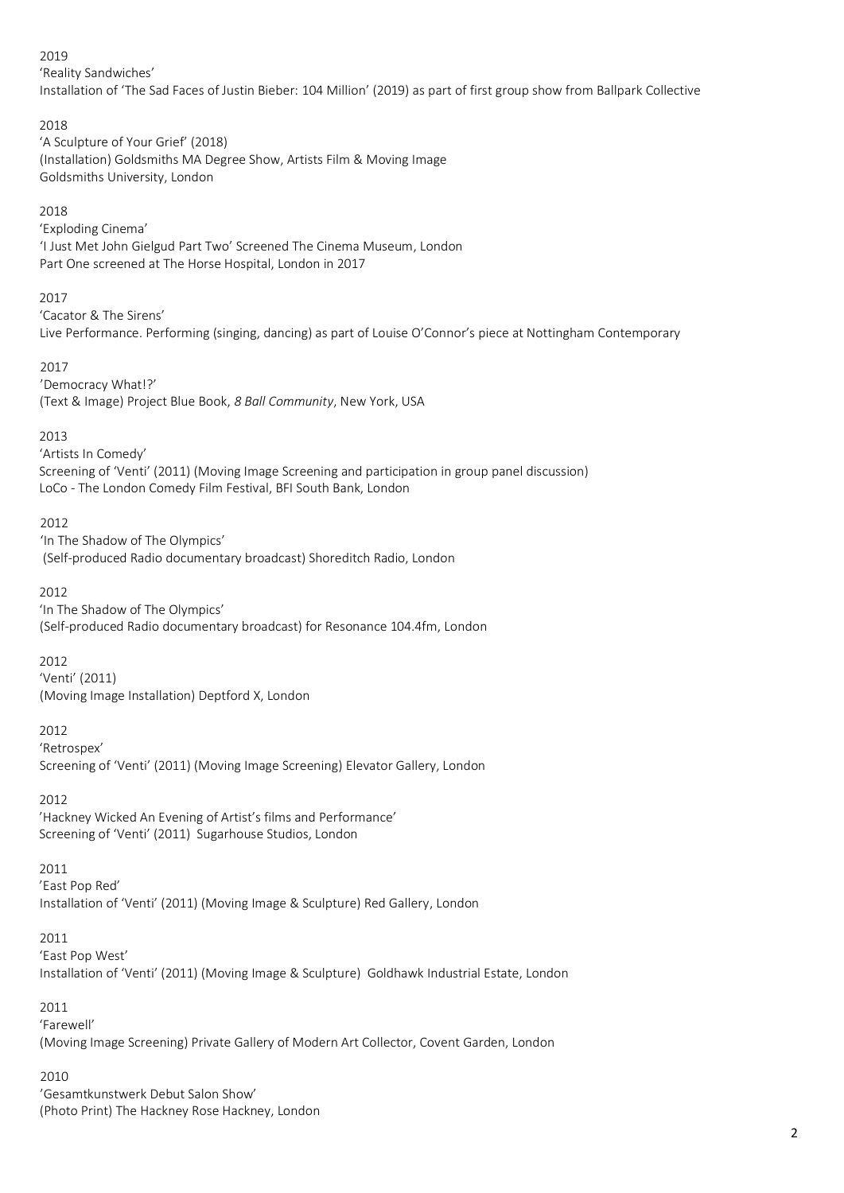2019
'Reality Sandwiches'
Installation of 'The Sad Faces of Justin Bieber: 104 Million' (2019) as part of first group show from Ballpark Collective

2018
'A Sculpture of Your Grief' (2018)
(Installation) Goldsmiths MA Degree Show, Artists Film & Moving Image
Goldsmiths University, London

2018
'Exploding Cinema'
'I Just Met John Gielgud Part Two' Screened The Cinema Museum, London
Part One screened at The Horse Hospital, London in 2017

2017
'Cacator & The Sirens'
Live Performance. Performing (singing, dancing) as part of Louise O'Connor's piece at Nottingham Contemporary

2017
'Democracy What!?'
(Text & Image) Project Blue Book, *8 Ball Community*, New York, USA

2013
'Artists In Comedy'
Screening of 'Venti' (2011) (Moving Image Screening and participation in group panel discussion)
LoCo - The London Comedy Film Festival, BFI South Bank, London

2012
'In The Shadow of The Olympics'
(Self-produced Radio documentary broadcast) Shoreditch Radio, London

2012
'In The Shadow of The Olympics'
(Self-produced Radio documentary broadcast) for Resonance 104.4fm, London

2012
'Venti' (2011)
(Moving Image Installation) Deptford X, London

2012
'Retrospex'
Screening of 'Venti' (2011) (Moving Image Screening) Elevator Gallery, London

2012
'Hackney Wicked An Evening of Artist's films and Performance'
Screening of 'Venti' (2011) Sugarhouse Studios, London

2011
'East Pop Red'
Installation of 'Venti' (2011) (Moving Image & Sculpture) Red Gallery, London

2011
'East Pop West'
Installation of 'Venti' (2011) (Moving Image & Sculpture) Goldhawk Industrial Estate, London

2011
'Farewell'
(Moving Image Screening) Private Gallery of Modern Art Collector, Covent Garden, London

2010
'Gesamtkunstwerk Debut Salon Show'
(Photo Print) The Hackney Rose Hackney, London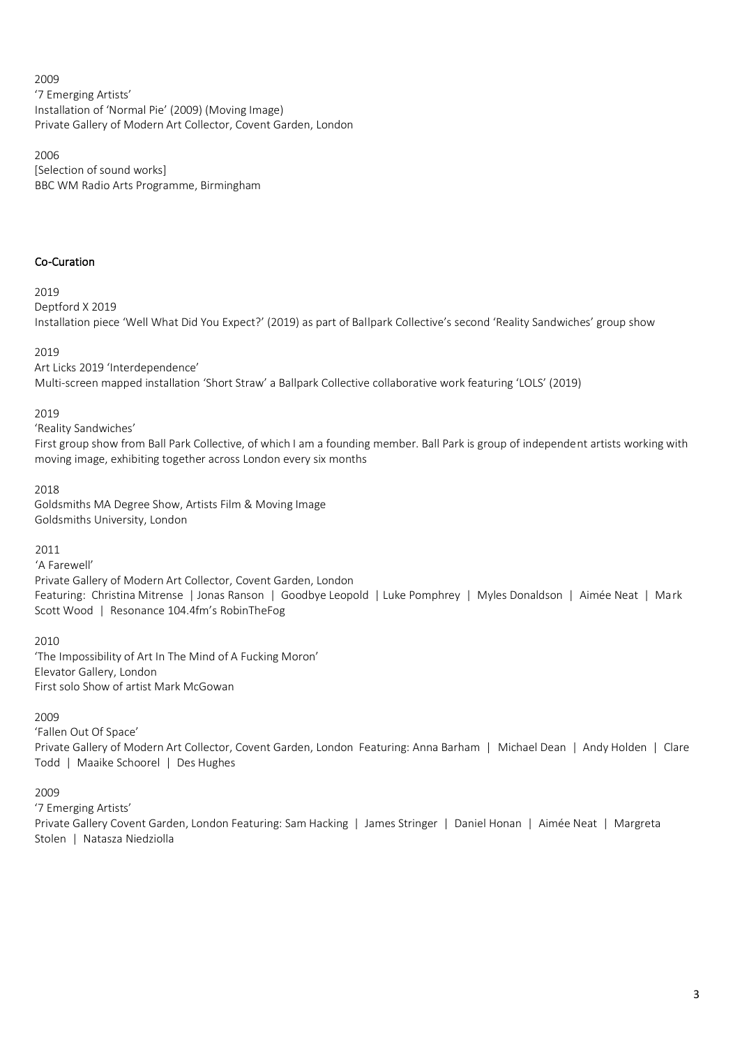2009
'7 Emerging Artists'
Installation of 'Normal Pie' (2009) (Moving Image)
Private Gallery of Modern Art Collector, Covent Garden, London

2006
[Selection of sound works]
BBC WM Radio Arts Programme, Birmingham

## Co-Curation

2019
Deptford X 2019
Installation piece 'Well What Did You Expect?' (2019) as part of Ballpark Collective's second 'Reality Sandwiches' group show

2019
Art Licks 2019 'Interdependence'
Multi-screen mapped installation 'Short Straw' a Ballpark Collective collaborative work featuring 'LOLS' (2019)

2019
'Reality Sandwiches'
First group show from Ball Park Collective, of which I am a founding member. Ball Park is group of independent artists working with moving image, exhibiting together across London every six months

2018
Goldsmiths MA Degree Show, Artists Film & Moving Image
Goldsmiths University, London

2011
'A Farewell'
Private Gallery of Modern Art Collector, Covent Garden, London
Featuring: Christina Mitrense | Jonas Ranson | Goodbye Leopold | Luke Pomphrey | Myles Donaldson | Aimée Neat | Mark Scott Wood | Resonance 104.4fm's RobinTheFog

2010
'The Impossibility of Art In The Mind of A Fucking Moron'
Elevator Gallery, London
First solo Show of artist Mark McGowan

2009
'Fallen Out Of Space'
Private Gallery of Modern Art Collector, Covent Garden, London Featuring: Anna Barham | Michael Dean | Andy Holden | Clare Todd | Maaike Schoorel | Des Hughes

2009
'7 Emerging Artists'
Private Gallery Covent Garden, London Featuring: Sam Hacking | James Stringer | Daniel Honan | Aimée Neat | Margreta Stolen | Natasza Niedziolla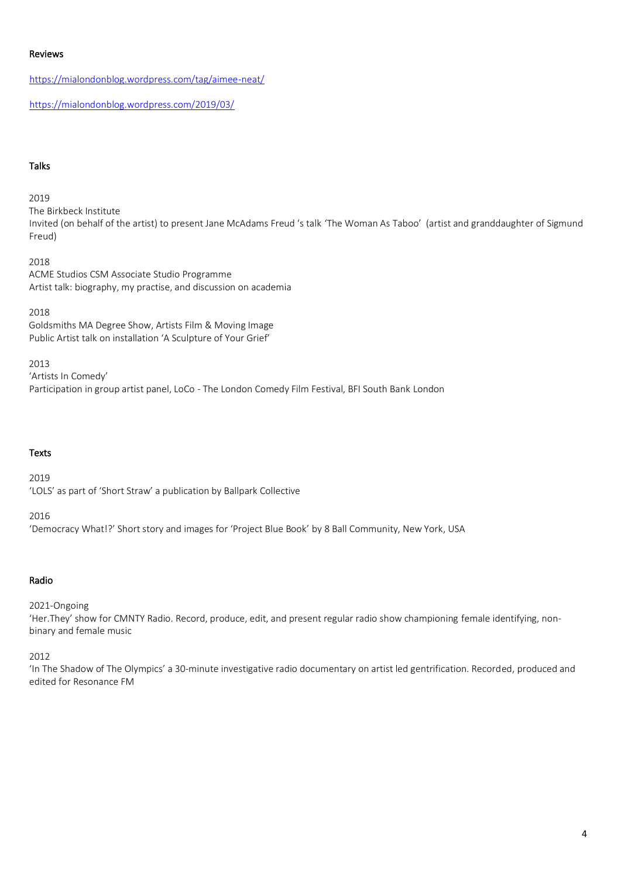## Reviews

https://mialondonblog.wordpress.com/tag/aimee-neat/

https://mialondonblog.wordpress.com/2019/03/

## Talks

2019
The Birkbeck Institute
Invited (on behalf of the artist) to present Jane McAdams Freud 's talk 'The Woman As Taboo' (artist and granddaughter of Sigmund Freud)

2018
ACME Studios CSM Associate Studio Programme
Artist talk: biography, my practise, and discussion on academia

2018
Goldsmiths MA Degree Show, Artists Film & Moving Image
Public Artist talk on installation 'A Sculpture of Your Grief'

2013
'Artists In Comedy'
Participation in group artist panel, LoCo - The London Comedy Film Festival, BFI South Bank London

## Texts

2019
'LOLS' as part of 'Short Straw' a publication by Ballpark Collective

2016
'Democracy What!?' Short story and images for 'Project Blue Book' by 8 Ball Community, New York, USA

## Radio

2021-Ongoing
'Her.They' show for CMNTY Radio. Record, produce, edit, and present regular radio show championing female identifying, non-binary and female music

2012
'In The Shadow of The Olympics' a 30-minute investigative radio documentary on artist led gentrification. Recorded, produced and edited for Resonance FM